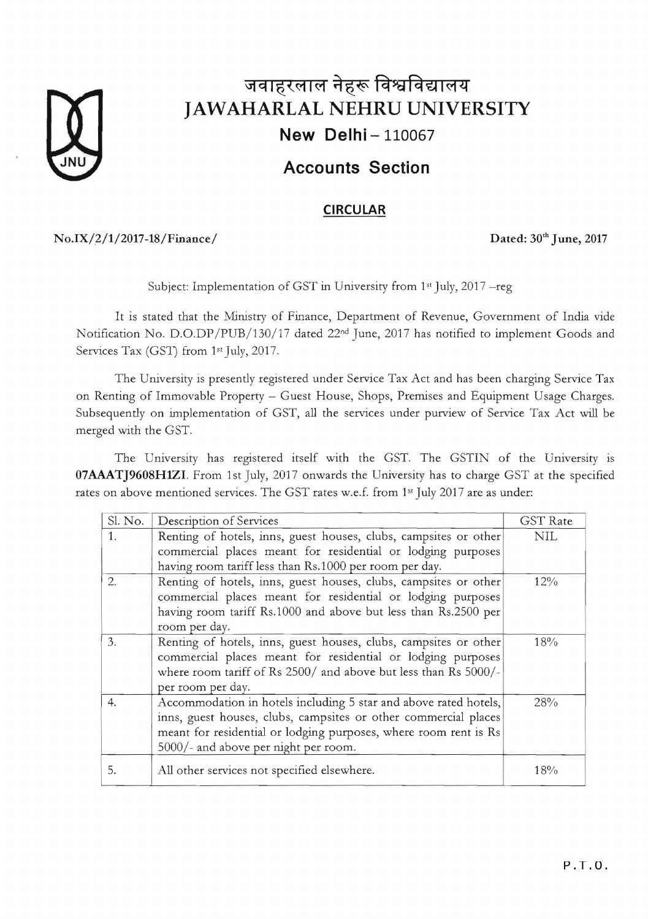# जवाहरलाल नेहरू विश्वविद्यालय
# JAWAHARLAL NEHRU UNIVERSITY
## New Delhi – 110067
## Accounts Section

### CIRCULAR

**No.IX/2/1/2017-18/Finance/** **Dated: 30th June, 2017**

Subject: Implementation of GST in University from 1st July, 2017 –reg

It is stated that the Ministry of Finance, Department of Revenue, Government of India vide Notification No. D.O.DP/PUB/130/17 dated 22nd June, 2017 has notified to implement Goods and Services Tax (GST) from 1st July, 2017.

The University is presently registered under Service Tax Act and has been charging Service Tax on Renting of Immovable Property – Guest House, Shops, Premises and Equipment Usage Charges. Subsequently on implementation of GST, all the services under purview of Service Tax Act will be merged with the GST.

The University has registered itself with the GST. The GSTIN of the University is **07AAATJ9608H1ZI**. From 1st July, 2017 onwards the University has to charge GST at the specified rates on above mentioned services. The GST rates w.e.f. from 1st July 2017 are as under:

| Sl. No. | Description of Services | GST Rate |
|---|---|---|
| 1. | Renting of hotels, inns, guest houses, clubs, campsites or other commercial places meant for residential or lodging purposes having room tariff less than Rs.1000 per room per day. | NIL |
| 2. | Renting of hotels, inns, guest houses, clubs, campsites or other commercial places meant for residential or lodging purposes having room tariff Rs.1000 and above but less than Rs.2500 per room per day. | 12% |
| 3. | Renting of hotels, inns, guest houses, clubs, campsites or other commercial places meant for residential or lodging purposes where room tariff of Rs 2500/ and above but less than Rs 5000/- per room per day. | 18% |
| 4. | Accommodation in hotels including 5 star and above rated hotels, inns, guest houses, clubs, campsites or other commercial places meant for residential or lodging purposes, where room rent is Rs 5000/- and above per night per room. | 28% |
| 5. | All other services not specified elsewhere. | 18% |

P.T.O.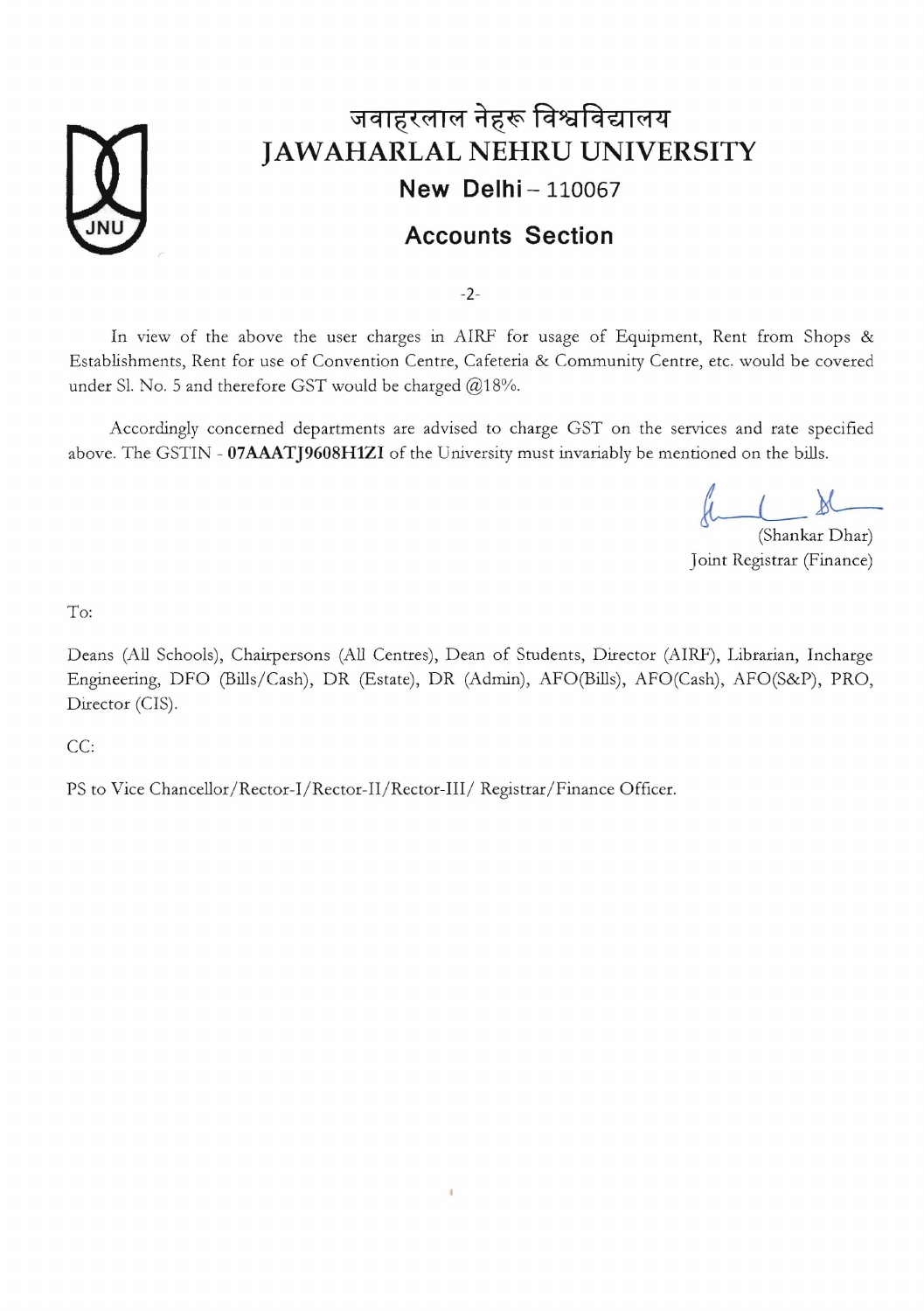# जवाहरलाल नेहरू विश्वविद्यालय
# JAWAHARLAL NEHRU UNIVERSITY
## New Delhi – 110067
## Accounts Section

In view of the above the user charges in AIRF for usage of Equipment, Rent from Shops & Establishments, Rent for use of Convention Centre, Cafeteria & Community Centre, etc. would be covered under Sl. No. 5 and therefore GST would be charged @18%.

Accordingly concerned departments are advised to charge GST on the services and rate specified above. The GSTIN - **07AAATJ9608H1ZI** of the University must invariably be mentioned on the bills.

(Shankar Dhar)
Joint Registrar (Finance)

To:

Deans (All Schools), Chairpersons (All Centres), Dean of Students, Director (AIRF), Librarian, Incharge Engineering, DFO (Bills/Cash), DR (Estate), DR (Admin), AFO(Bills), AFO(Cash), AFO(S&P), PRO, Director (CIS).

CC:

PS to Vice Chancellor/Rector-I/Rector-II/Rector-III/ Registrar/Finance Officer.